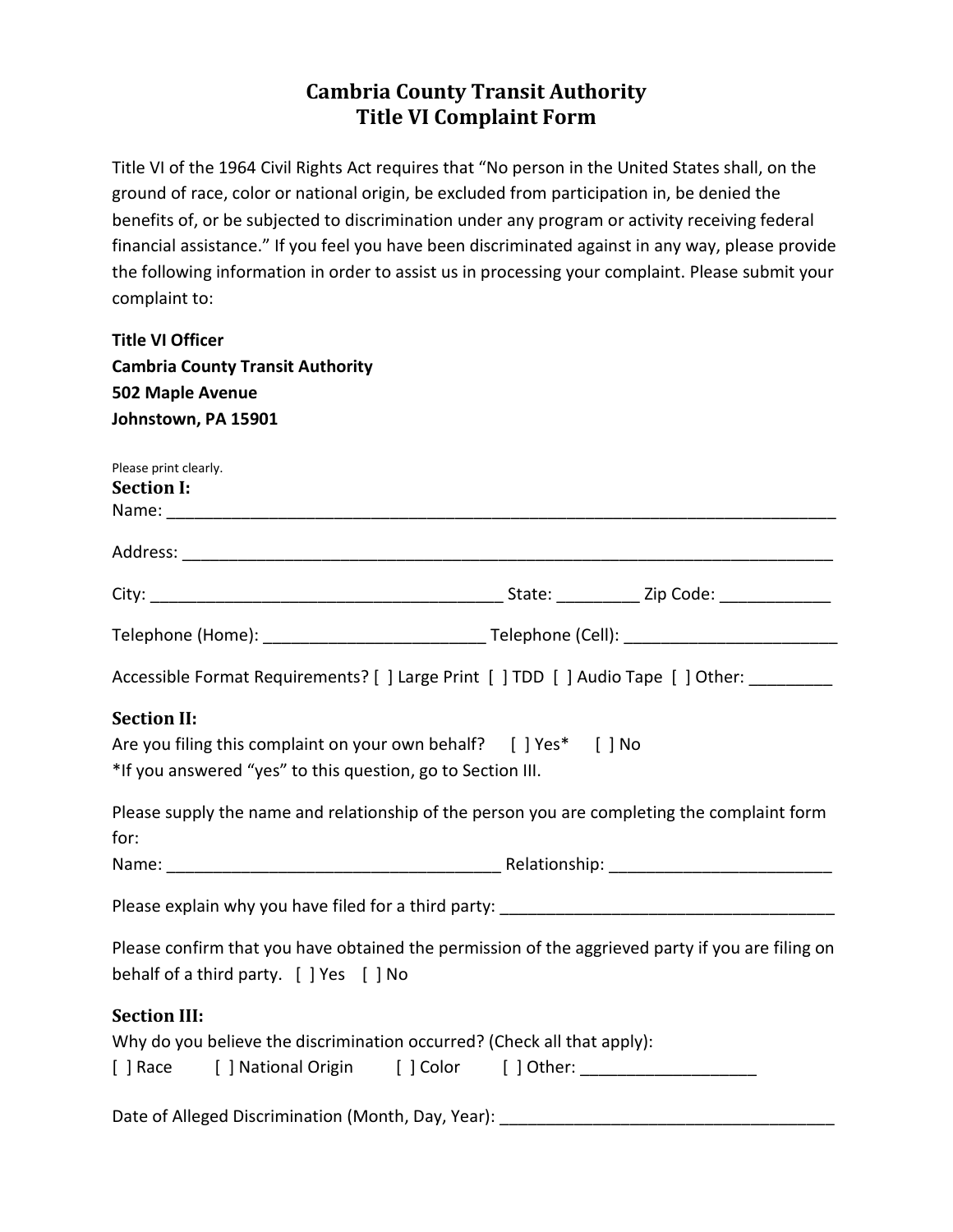# Cambria County Transit Authority
# Title VI Complaint Form

Title VI of the 1964 Civil Rights Act requires that "No person in the United States shall, on the ground of race, color or national origin, be excluded from participation in, be denied the benefits of, or be subjected to discrimination under any program or activity receiving federal financial assistance." If you feel you have been discriminated against in any way, please provide the following information in order to assist us in processing your complaint. Please submit your complaint to:

**Title VI Officer**
**Cambria County Transit Authority**
**502 Maple Avenue**
**Johnstown, PA 15901**

Please print clearly.

### Section I:

Name: ___________________________________________________________________________

Address: _________________________________________________________________________

City: ______________________________________ State: _________ Zip Code: ____________

Telephone (Home): ________________________ Telephone (Cell): _______________________

Accessible Format Requirements? [ ] Large Print [ ] TDD [ ] Audio Tape [ ] Other: _________

### Section II:

Are you filing this complaint on your own behalf? [ ] Yes* [ ] No
*If you answered "yes" to this question, go to Section III.

Please supply the name and relationship of the person you are completing the complaint form for:
Name: ___________________________________ Relationship: ________________________

Please explain why you have filed for a third party: _____________________________________

Please confirm that you have obtained the permission of the aggrieved party if you are filing on behalf of a third party. [ ] Yes [ ] No

### Section III:

Why do you believe the discrimination occurred? (Check all that apply):
[ ] Race [ ] National Origin [ ] Color [ ] Other: ___________________

Date of Alleged Discrimination (Month, Day, Year): ____________________________________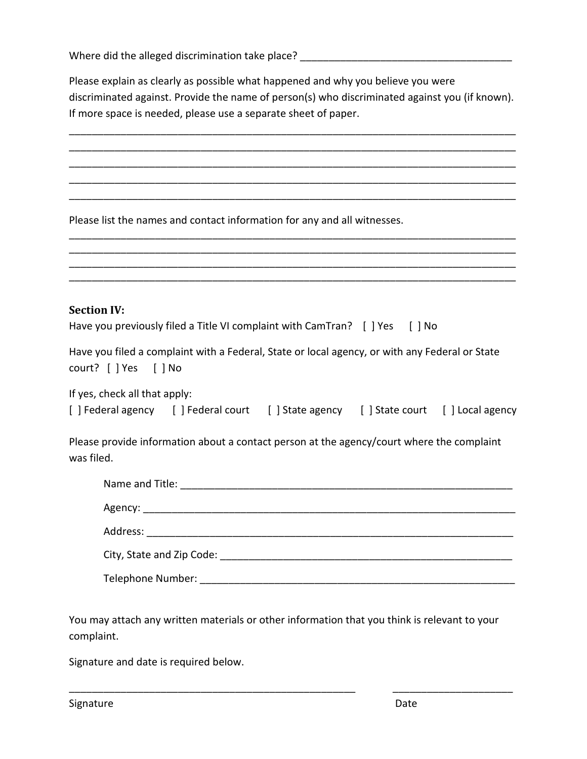Where did the alleged discrimination take place? ______________________________________

Please explain as clearly as possible what happened and why you believe you were discriminated against. Provide the name of person(s) who discriminated against you (if known). If more space is needed, please use a separate sheet of paper.

________________________________________________________________________________
________________________________________________________________________________
________________________________________________________________________________
________________________________________________________________________________
________________________________________________________________________________

Please list the names and contact information for any and all witnesses.

________________________________________________________________________________
________________________________________________________________________________
________________________________________________________________________________
________________________________________________________________________________

**Section IV:**

Have you previously filed a Title VI complaint with CamTran? [ ] Yes [ ] No

Have you filed a complaint with a Federal, State or local agency, or with any Federal or State court? [ ] Yes [ ] No

If yes, check all that apply:

[ ] Federal agency [ ] Federal court [ ] State agency [ ] State court [ ] Local agency

Please provide information about a contact person at the agency/court where the complaint was filed.

Name and Title: ________________________________________________________

Agency: _____________________________________________________________

Address: _____________________________________________________________

City, State and Zip Code: ______________________________________________

Telephone Number: ___________________________________________________

You may attach any written materials or other information that you think is relevant to your complaint.

Signature and date is required below.

_____________________________________________ _____________________

Signature Date